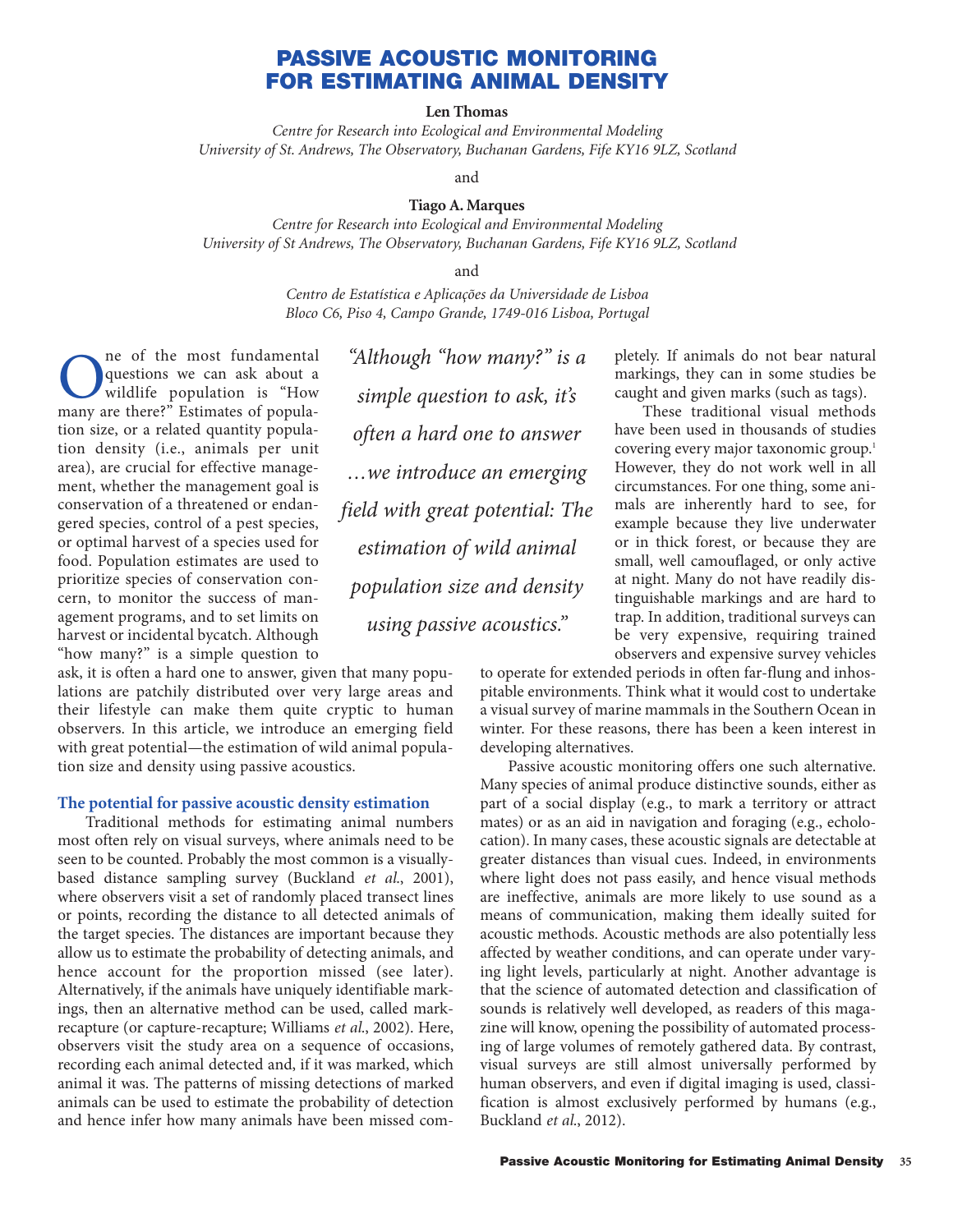# PASSIVE ACOUSTIC MONITORING FOR ESTIMATING ANIMAL DENSITY

**Len Thomas**

*Centre for Research into Ecological and Environmental Modeling*
*University of St. Andrews, The Observatory, Buchanan Gardens, Fife KY16 9LZ, Scotland*

and

**Tiago A. Marques**

*Centre for Research into Ecological and Environmental Modeling*
*University of St Andrews, The Observatory, Buchanan Gardens, Fife KY16 9LZ, Scotland*

and

*Centro de Estatística e Aplicações da Universidade de Lisboa*
*Bloco C6, Piso 4, Campo Grande, 1749-016 Lisboa, Portugal*

One of the most fundamental questions we can ask about a wildlife population is "How many are there?" Estimates of population size, or a related quantity population density (i.e., animals per unit area), are crucial for effective management, whether the management goal is conservation of a threatened or endangered species, control of a pest species, or optimal harvest of a species used for food. Population estimates are used to prioritize species of conservation concern, to monitor the success of management programs, and to set limits on harvest or incidental bycatch. Although "how many?" is a simple question to ask, it is often a hard one to answer, given that many populations are patchily distributed over very large areas and their lifestyle can make them quite cryptic to human observers. In this article, we introduce an emerging field with great potential—the estimation of wild animal population size and density using passive acoustics.

> *"Although "how many?" is a simple question to ask, it's often a hard one to answer …we introduce an emerging field with great potential: The estimation of wild animal population size and density using passive acoustics."*

## The potential for passive acoustic density estimation

Traditional methods for estimating animal numbers most often rely on visual surveys, where animals need to be seen to be counted. Probably the most common is a visually-based distance sampling survey (Buckland *et al.*, 2001), where observers visit a set of randomly placed transect lines or points, recording the distance to all detected animals of the target species. The distances are important because they allow us to estimate the probability of detecting animals, and hence account for the proportion missed (see later). Alternatively, if the animals have uniquely identifiable markings, then an alternative method can be used, called mark-recapture (or capture-recapture; Williams *et al.*, 2002). Here, observers visit the study area on a sequence of occasions, recording each animal detected and, if it was marked, which animal it was. The patterns of missing detections of marked animals can be used to estimate the probability of detection and hence infer how many animals have been missed completely. If animals do not bear natural markings, they can in some studies be caught and given marks (such as tags).

These traditional visual methods have been used in thousands of studies covering every major taxonomic group.[1] However, they do not work well in all circumstances. For one thing, some animals are inherently hard to see, for example because they live underwater or in thick forest, or because they are small, well camouflaged, or only active at night. Many do not have readily distinguishable markings and are hard to trap. In addition, traditional surveys can be very expensive, requiring trained observers and expensive survey vehicles to operate for extended periods in often far-flung and inhospitable environments. Think what it would cost to undertake a visual survey of marine mammals in the Southern Ocean in winter. For these reasons, there has been a keen interest in developing alternatives.

Passive acoustic monitoring offers one such alternative. Many species of animal produce distinctive sounds, either as part of a social display (e.g., to mark a territory or attract mates) or as an aid in navigation and foraging (e.g., echolocation). In many cases, these acoustic signals are detectable at greater distances than visual cues. Indeed, in environments where light does not pass easily, and hence visual methods are ineffective, animals are more likely to use sound as a means of communication, making them ideally suited for acoustic methods. Acoustic methods are also potentially less affected by weather conditions, and can operate under varying light levels, particularly at night. Another advantage is that the science of automated detection and classification of sounds is relatively well developed, as readers of this magazine will know, opening the possibility of automated processing of large volumes of remotely gathered data. By contrast, visual surveys are still almost universally performed by human observers, and even if digital imaging is used, classification is almost exclusively performed by humans (e.g., Buckland *et al.*, 2012).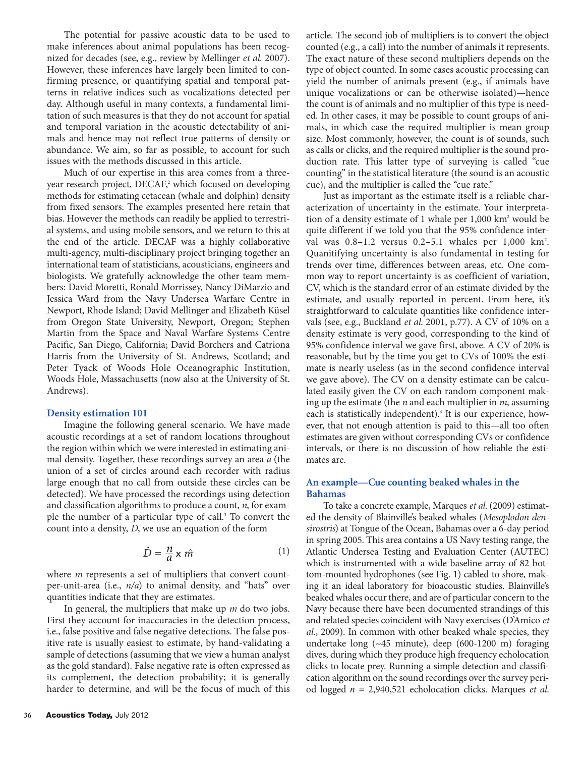The potential for passive acoustic data to be used to make inferences about animal populations has been recognized for decades (see, e.g., review by Mellinger *et al.* 2007). However, these inferences have largely been limited to confirming presence, or quantifying spatial and temporal patterns in relative indices such as vocalizations detected per day. Although useful in many contexts, a fundamental limitation of such measures is that they do not account for spatial and temporal variation in the acoustic detectability of animals and hence may not reflect true patterns of density or abundance. We aim, so far as possible, to account for such issues with the methods discussed in this article.

Much of our expertise in this area comes from a three-year research project, DECAF,[2] which focused on developing methods for estimating cetacean (whale and dolphin) density from fixed sensors. The examples presented here retain that bias. However the methods can readily be applied to terrestrial systems, and using mobile sensors, and we return to this at the end of the article. DECAF was a highly collaborative multi-agency, multi-disciplinary project bringing together an international team of statisticians, acousticians, engineers and biologists. We gratefully acknowledge the other team members: David Moretti, Ronald Morrissey, Nancy DiMarzio and Jessica Ward from the Navy Undersea Warfare Centre in Newport, Rhode Island; David Mellinger and Elizabeth Küsel from Oregon State University, Newport, Oregon; Stephen Martin from the Space and Naval Warfare Systems Centre Pacific, San Diego, California; David Borchers and Catriona Harris from the University of St. Andrews, Scotland; and Peter Tyack of Woods Hole Oceanographic Institution, Woods Hole, Massachusetts (now also at the University of St. Andrews).

## Density estimation 101

Imagine the following general scenario. We have made acoustic recordings at a set of random locations throughout the region within which we were interested in estimating animal density. Together, these recordings survey an area $a$ (the union of a set of circles around each recorder with radius large enough that no call from outside these circles can be detected). We have processed the recordings using detection and classification algorithms to produce a count, $n$, for example the number of a particular type of call.[3] To convert the count into a density, $D$, we use an equation of the form

$$\hat{D} = \frac{n}{a} \times \hat{m} \quad (1)$$

where $m$ represents a set of multipliers that convert count-per-unit-area (i.e., $n/a$) to animal density, and "hats" over quantities indicate that they are estimates.

In general, the multipliers that make up $m$ do two jobs. First they account for inaccuracies in the detection process, i.e., false positive and false negative detections. The false positive rate is usually easiest to estimate, by hand-validating a sample of detections (assuming that we view a human analyst as the gold standard). False negative rate is often expressed as its complement, the detection probability; it is generally harder to determine, and will be the focus of much of this article. The second job of multipliers is to convert the object counted (e.g., a call) into the number of animals it represents. The exact nature of these second multipliers depends on the type of object counted. In some cases acoustic processing can yield the number of animals present (e.g., if animals have unique vocalizations or can be otherwise isolated)—hence the count is of animals and no multiplier of this type is needed. In other cases, it may be possible to count groups of animals, in which case the required multiplier is mean group size. Most commonly, however, the count is of sounds, such as calls or clicks, and the required multiplier is the sound production rate. This latter type of surveying is called "cue counting" in the statistical literature (the sound is an acoustic cue), and the multiplier is called the "cue rate."

Just as important as the estimate itself is a reliable characterization of uncertainty in the estimate. Your interpretation of a density estimate of 1 whale per 1,000 km$^2$ would be quite different if we told you that the 95% confidence interval was 0.8–1.2 versus 0.2–5.1 whales per 1,000 km$^2$. Quanitifying uncertainty is also fundamental in testing for trends over time, differences between areas, etc. One common way to report uncertainty is as coefficient of variation, CV, which is the standard error of an estimate divided by the estimate, and usually reported in percent. From here, it's straightforward to calculate quantities like confidence intervals (see, e.g., Buckland *et al.* 2001, p.77). A CV of 10% on a density estimate is very good, corresponding to the kind of 95% confidence interval we gave first, above. A CV of 20% is reasonable, but by the time you get to CVs of 100% the estimate is nearly useless (as in the second confidence interval we gave above). The CV on a density estimate can be calculated easily given the CV on each random component making up the estimate (the $n$ and each multiplier in $m$, assuming each is statistically independent).[4] It is our experience, however, that not enough attention is paid to this—all too often estimates are given without corresponding CVs or confidence intervals, or there is no discussion of how reliable the estimates are.

## An example—Cue counting beaked whales in the Bahamas

To take a concrete example, Marques *et al.* (2009) estimated the density of Blainville's beaked whales (*Mesoplodon densirostris*) at Tongue of the Ocean, Bahamas over a 6-day period in spring 2005. This area contains a US Navy testing range, the Atlantic Undersea Testing and Evaluation Center (AUTEC) which is instrumented with a wide baseline array of 82 bottom-mounted hydrophones (see Fig. 1) cabled to shore, making it an ideal laboratory for bioacoustic studies. Blainville's beaked whales occur there, and are of particular concern to the Navy because there have been documented strandings of this and related species coincident with Navy exercises (D'Amico *et al.*, 2009). In common with other beaked whale species, they undertake long (~45 minute), deep (600-1200 m) foraging dives, during which they produce high frequency echolocation clicks to locate prey. Running a simple detection and classification algorithm on the sound recordings over the survey period logged $n$ = 2,940,521 echolocation clicks. Marques *et al.*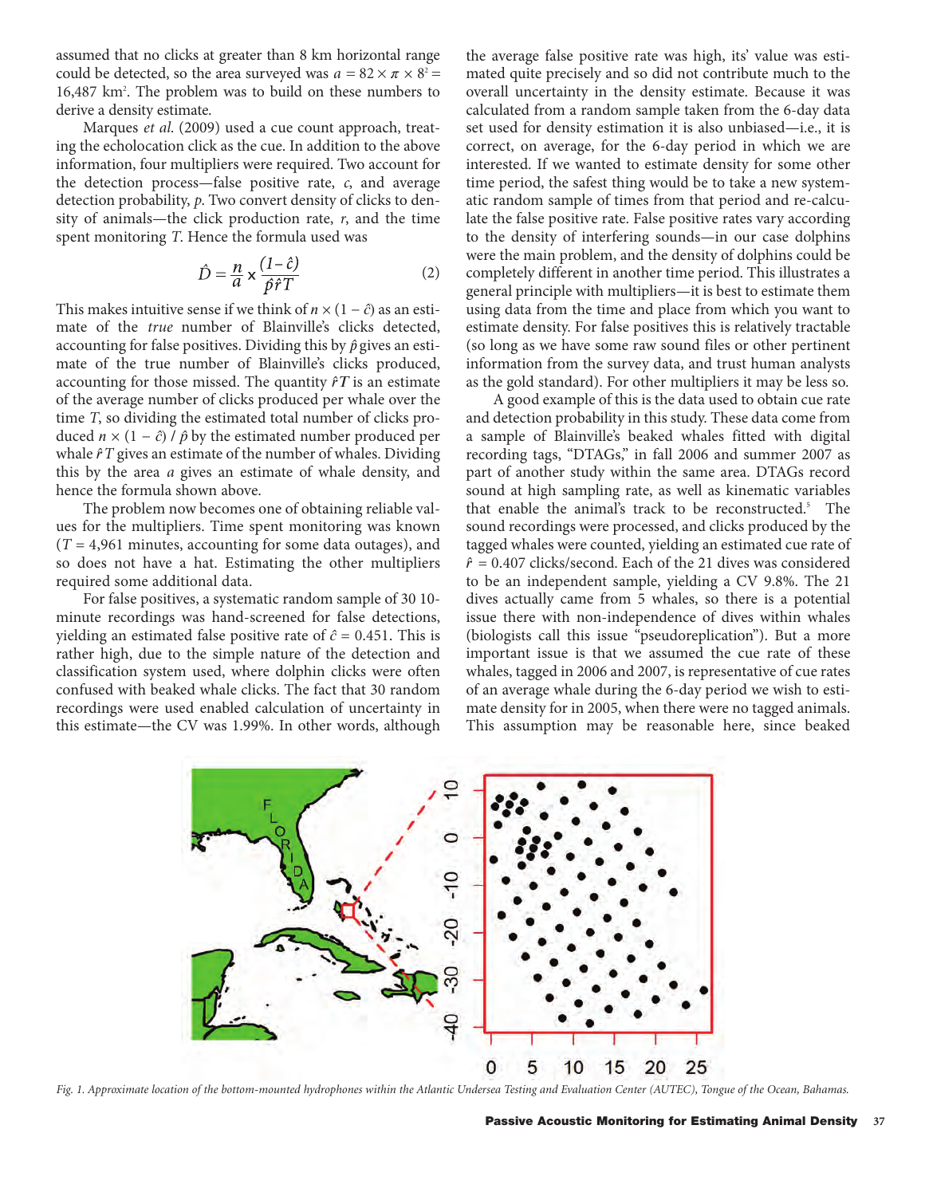assumed that no clicks at greater than 8 km horizontal range could be detected, so the area surveyed was $a = 82 \times \pi \times 8^2 = 16{,}487$ km$^2$. The problem was to build on these numbers to derive a density estimate.

Marques *et al.* (2009) used a cue count approach, treating the echolocation click as the cue. In addition to the above information, four multipliers were required. Two account for the detection process—false positive rate, $c$, and average detection probability, $p$. Two convert density of clicks to density of animals—the click production rate, $r$, and the time spent monitoring $T$. Hence the formula used was

$$\hat{D} = \frac{n}{a} \times \frac{(1-\hat{c})}{\hat{p}\hat{r}T} \tag{2}$$

This makes intuitive sense if we think of $n \times (1 - \hat{c})$ as an estimate of the *true* number of Blainville's clicks detected, accounting for false positives. Dividing this by $\hat{p}$ gives an estimate of the true number of Blainville's clicks produced, accounting for those missed. The quantity $\hat{r}T$ is an estimate of the average number of clicks produced per whale over the time $T$, so dividing the estimated total number of clicks produced $n \times (1 - \hat{c}) / \hat{p}$ by the estimated number produced per whale $\hat{r}T$ gives an estimate of the number of whales. Dividing this by the area $a$ gives an estimate of whale density, and hence the formula shown above.

The problem now becomes one of obtaining reliable values for the multipliers. Time spent monitoring was known ($T$ = 4,961 minutes, accounting for some data outages), and so does not have a hat. Estimating the other multipliers required some additional data.

For false positives, a systematic random sample of 30 10-minute recordings was hand-screened for false detections, yielding an estimated false positive rate of $\hat{c} = 0.451$. This is rather high, due to the simple nature of the detection and classification system used, where dolphin clicks were often confused with beaked whale clicks. The fact that 30 random recordings were used enabled calculation of uncertainty in this estimate—the CV was 1.99%. In other words, although the average false positive rate was high, its' value was estimated quite precisely and so did not contribute much to the overall uncertainty in the density estimate. Because it was calculated from a random sample taken from the 6-day data set used for density estimation it is also unbiased—i.e., it is correct, on average, for the 6-day period in which we are interested. If we wanted to estimate density for some other time period, the safest thing would be to take a new systematic random sample of times from that period and re-calculate the false positive rate. False positive rates vary according to the density of interfering sounds—in our case dolphins were the main problem, and the density of dolphins could be completely different in another time period. This illustrates a general principle with multipliers—it is best to estimate them using data from the time and place from which you want to estimate density. For false positives this is relatively tractable (so long as we have some raw sound files or other pertinent information from the survey data, and trust human analysts as the gold standard). For other multipliers it may be less so.

A good example of this is the data used to obtain cue rate and detection probability in this study. These data come from a sample of Blainville's beaked whales fitted with digital recording tags, "DTAGs," in fall 2006 and summer 2007 as part of another study within the same area. DTAGs record sound at high sampling rate, as well as kinematic variables that enable the animal's track to be reconstructed.[5] The sound recordings were processed, and clicks produced by the tagged whales were counted, yielding an estimated cue rate of $\hat{r}$ = 0.407 clicks/second. Each of the 21 dives was considered to be an independent sample, yielding a CV 9.8%. The 21 dives actually came from 5 whales, so there is a potential issue there with non-independence of dives within whales (biologists call this issue "pseudoreplication"). But a more important issue is that we assumed the cue rate of these whales, tagged in 2006 and 2007, is representative of cue rates of an average whale during the 6-day period we wish to estimate density for in 2005, when there were no tagged animals. This assumption may be reasonable here, since beaked

*Fig. 1. Approximate location of the bottom-mounted hydrophones within the Atlantic Undersea Testing and Evaluation Center (AUTEC), Tongue of the Ocean, Bahamas.*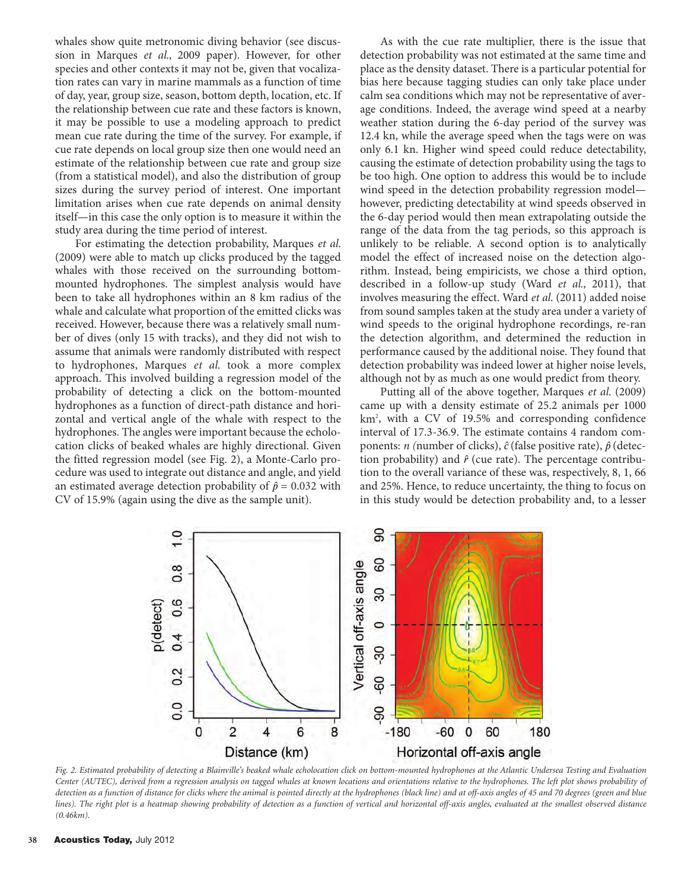whales show quite metronomic diving behavior (see discussion in Marques *et al*., 2009 paper). However, for other species and other contexts it may not be, given that vocalization rates can vary in marine mammals as a function of time of day, year, group size, season, bottom depth, location, etc. If the relationship between cue rate and these factors is known, it may be possible to use a modeling approach to predict mean cue rate during the time of the survey. For example, if cue rate depends on local group size then one would need an estimate of the relationship between cue rate and group size (from a statistical model), and also the distribution of group sizes during the survey period of interest. One important limitation arises when cue rate depends on animal density itself—in this case the only option is to measure it within the study area during the time period of interest.

For estimating the detection probability, Marques *et al.* (2009) were able to match up clicks produced by the tagged whales with those received on the surrounding bottom-mounted hydrophones. The simplest analysis would have been to take all hydrophones within an 8 km radius of the whale and calculate what proportion of the emitted clicks was received. However, because there was a relatively small number of dives (only 15 with tracks), and they did not wish to assume that animals were randomly distributed with respect to hydrophones, Marques *et al.* took a more complex approach. This involved building a regression model of the probability of detecting a click on the bottom-mounted hydrophones as a function of direct-path distance and horizontal and vertical angle of the whale with respect to the hydrophones. The angles were important because the echolocation clicks of beaked whales are highly directional. Given the fitted regression model (see Fig. 2), a Monte-Carlo procedure was used to integrate out distance and angle, and yield an estimated average detection probability of $\hat{p} = 0.032$ with CV of 15.9% (again using the dive as the sample unit).

As with the cue rate multiplier, there is the issue that detection probability was not estimated at the same time and place as the density dataset. There is a particular potential for bias here because tagging studies can only take place under calm sea conditions which may not be representative of average conditions. Indeed, the average wind speed at a nearby weather station during the 6-day period of the survey was 12.4 kn, while the average speed when the tags were on was only 6.1 kn. Higher wind speed could reduce detectability, causing the estimate of detection probability using the tags to be too high. One option to address this would be to include wind speed in the detection probability regression model—however, predicting detectability at wind speeds observed in the 6-day period would then mean extrapolating outside the range of the data from the tag periods, so this approach is unlikely to be reliable. A second option is to analytically model the effect of increased noise on the detection algorithm. Instead, being empiricists, we chose a third option, described in a follow-up study (Ward *et al*., 2011), that involves measuring the effect. Ward *et al.* (2011) added noise from sound samples taken at the study area under a variety of wind speeds to the original hydrophone recordings, re-ran the detection algorithm, and determined the reduction in performance caused by the additional noise. They found that detection probability was indeed lower at higher noise levels, although not by as much as one would predict from theory.

Putting all of the above together, Marques *et al.* (2009) came up with a density estimate of 25.2 animals per 1000 km$^2$, with a CV of 19.5% and corresponding confidence interval of 17.3-36.9. The estimate contains 4 random components: $n$ (number of clicks), $\hat{c}$ (false positive rate), $\hat{p}$ (detection probability) and $\hat{r}$ (cue rate). The percentage contribution to the overall variance of these was, respectively, 8, 1, 66 and 25%. Hence, to reduce uncertainty, the thing to focus on in this study would be detection probability and, to a lesser

*Fig. 2. Estimated probability of detecting a Blainville's beaked whale echolocation click on bottom-mounted hydrophones at the Atlantic Undersea Testing and Evaluation Center (AUTEC), derived from a regression analysis on tagged whales at known locations and orientations relative to the hydrophones. The left plot shows probability of detection as a function of distance for clicks where the animal is pointed directly at the hydrophones (black line) and at off-axis angles of 45 and 70 degrees (green and blue lines). The right plot is a heatmap showing probability of detection as a function of vertical and horizontal off-axis angles, evaluated at the smallest observed distance (0.46km).*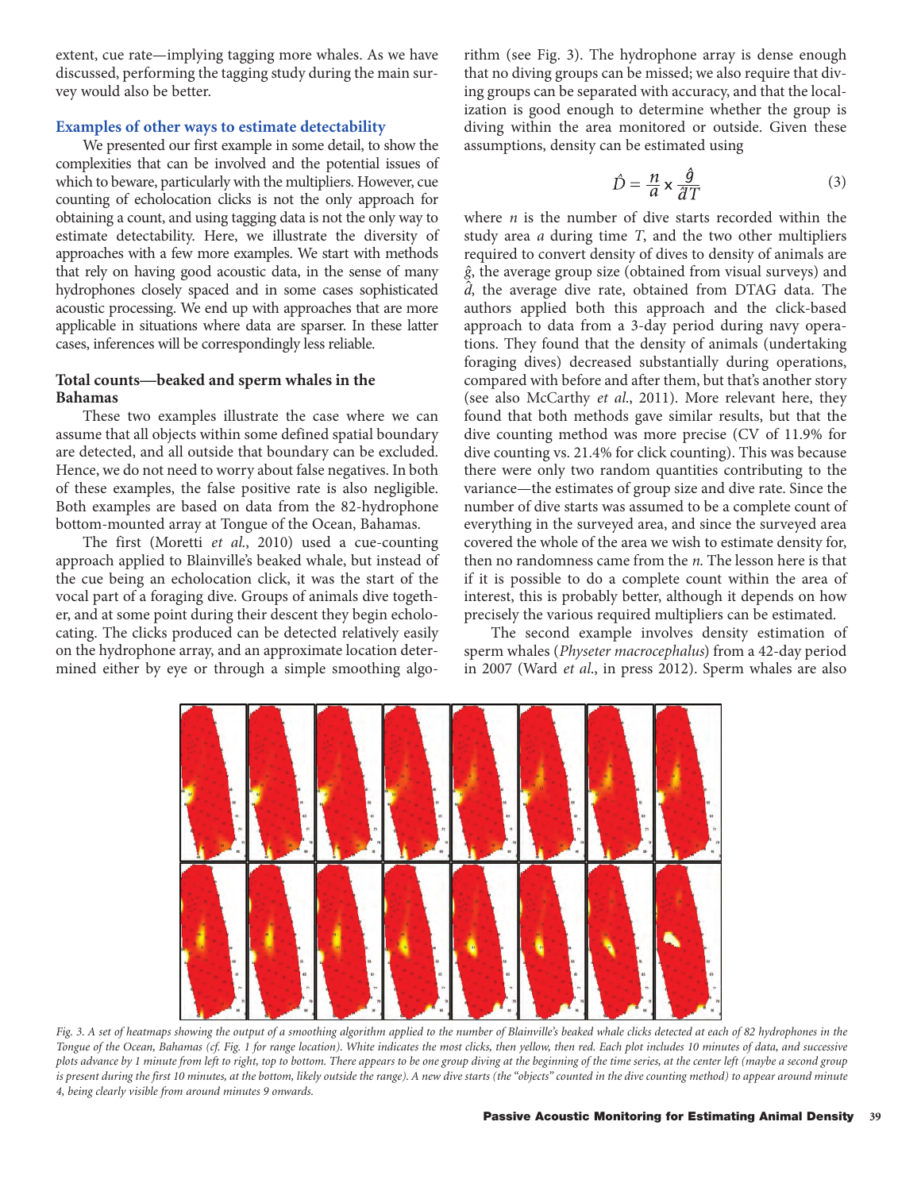extent, cue rate—implying tagging more whales. As we have discussed, performing the tagging study during the main survey would also be better.

## Examples of other ways to estimate detectability

We presented our first example in some detail, to show the complexities that can be involved and the potential issues of which to beware, particularly with the multipliers. However, cue counting of echolocation clicks is not the only approach for obtaining a count, and using tagging data is not the only way to estimate detectability. Here, we illustrate the diversity of approaches with a few more examples. We start with methods that rely on having good acoustic data, in the sense of many hydrophones closely spaced and in some cases sophisticated acoustic processing. We end up with approaches that are more applicable in situations where data are sparser. In these latter cases, inferences will be correspondingly less reliable.

### Total counts—beaked and sperm whales in the Bahamas

These two examples illustrate the case where we can assume that all objects within some defined spatial boundary are detected, and all outside that boundary can be excluded. Hence, we do not need to worry about false negatives. In both of these examples, the false positive rate is also negligible. Both examples are based on data from the 82-hydrophone bottom-mounted array at Tongue of the Ocean, Bahamas.

The first (Moretti *et al*., 2010) used a cue-counting approach applied to Blainville's beaked whale, but instead of the cue being an echolocation click, it was the start of the vocal part of a foraging dive. Groups of animals dive together, and at some point during their descent they begin echolocating. The clicks produced can be detected relatively easily on the hydrophone array, and an approximate location determined either by eye or through a simple smoothing algorithm (see Fig. 3). The hydrophone array is dense enough that no diving groups can be missed; we also require that diving groups can be separated with accuracy, and that the localization is good enough to determine whether the group is diving within the area monitored or outside. Given these assumptions, density can be estimated using

$$\hat{D} = \frac{n}{a} \times \frac{\hat{g}}{\hat{d}T} \tag{3}$$

where $n$ is the number of dive starts recorded within the study area $a$ during time $T$, and the two other multipliers required to convert density of dives to density of animals are $\hat{g}$, the average group size (obtained from visual surveys) and $\hat{d}$, the average dive rate, obtained from DTAG data. The authors applied both this approach and the click-based approach to data from a 3-day period during navy operations. They found that the density of animals (undertaking foraging dives) decreased substantially during operations, compared with before and after them, but that's another story (see also McCarthy *et al*., 2011). More relevant here, they found that both methods gave similar results, but that the dive counting method was more precise (CV of 11.9% for dive counting vs. 21.4% for click counting). This was because there were only two random quantities contributing to the variance—the estimates of group size and dive rate. Since the number of dive starts was assumed to be a complete count of everything in the surveyed area, and since the surveyed area covered the whole of the area we wish to estimate density for, then no randomness came from the $n$. The lesson here is that if it is possible to do a complete count within the area of interest, this is probably better, although it depends on how precisely the various required multipliers can be estimated.

The second example involves density estimation of sperm whales (*Physeter macrocephalus*) from a 42-day period in 2007 (Ward *et al*., in press 2012). Sperm whales are also

*Fig. 3. A set of heatmaps showing the output of a smoothing algorithm applied to the number of Blainville's beaked whale clicks detected at each of 82 hydrophones in the Tongue of the Ocean, Bahamas (cf. Fig. 1 for range location). White indicates the most clicks, then yellow, then red. Each plot includes 10 minutes of data, and successive plots advance by 1 minute from left to right, top to bottom. There appears to be one group diving at the beginning of the time series, at the center left (maybe a second group is present during the first 10 minutes, at the bottom, likely outside the range). A new dive starts (the "objects" counted in the dive counting method) to appear around minute 4, being clearly visible from around minutes 9 onwards.*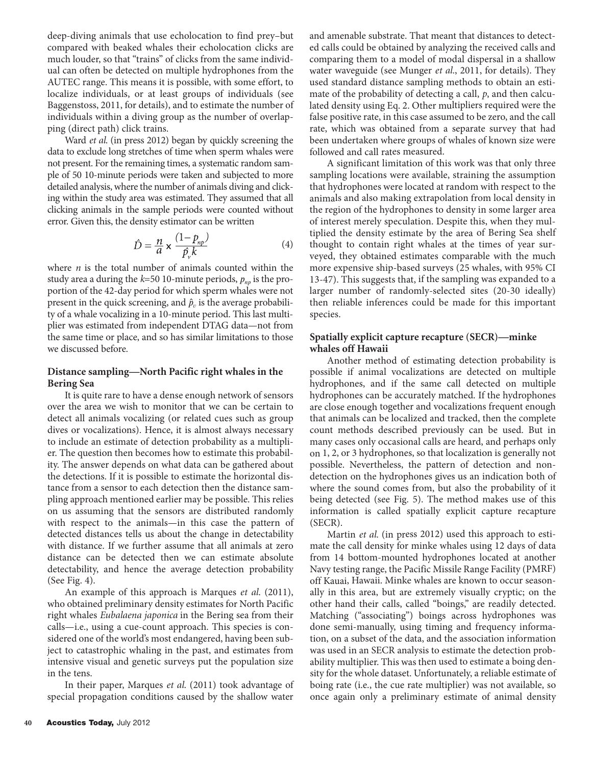deep-diving animals that use echolocation to find prey–but compared with beaked whales their echolocation clicks are much louder, so that "trains" of clicks from the same individual can often be detected on multiple hydrophones from the AUTEC range. This means it is possible, with some effort, to localize individuals, or at least groups of individuals (see Baggenstoss, 2011, for details), and to estimate the number of individuals within a diving group as the number of overlapping (direct path) click trains.

Ward *et al.* (in press 2012) began by quickly screening the data to exclude long stretches of time when sperm whales were not present. For the remaining times, a systematic random sample of 50 10-minute periods were taken and subjected to more detailed analysis, where the number of animals diving and clicking within the study area was estimated. They assumed that all clicking animals in the sample periods were counted without error. Given this, the density estimator can be written

$$\hat{D} = \frac{n}{a} \times \frac{(1-p_{np})}{\hat{p}_v k} \tag{4}$$

where $n$ is the total number of animals counted within the study area a during the $k$=50 10-minute periods, $p_{np}$ is the proportion of the 42-day period for which sperm whales were not present in the quick screening, and $\hat{p}_v$ is the average probability of a whale vocalizing in a 10-minute period. This last multiplier was estimated from independent DTAG data—not from the same time or place, and so has similar limitations to those we discussed before.

### Distance sampling—North Pacific right whales in the Bering Sea

It is quite rare to have a dense enough network of sensors over the area we wish to monitor that we can be certain to detect all animals vocalizing (or related cues such as group dives or vocalizations). Hence, it is almost always necessary to include an estimate of detection probability as a multiplier. The question then becomes how to estimate this probability. The answer depends on what data can be gathered about the detections. If it is possible to estimate the horizontal distance from a sensor to each detection then the distance sampling approach mentioned earlier may be possible. This relies on us assuming that the sensors are distributed randomly with respect to the animals—in this case the pattern of detected distances tells us about the change in detectability with distance. If we further assume that all animals at zero distance can be detected then we can estimate absolute detectability, and hence the average detection probability (See Fig. 4).

An example of this approach is Marques *et al.* (2011), who obtained preliminary density estimates for North Pacific right whales *Eubalaena japonica* in the Bering sea from their calls—i.e., using a cue-count approach. This species is considered one of the world's most endangered, having been subject to catastrophic whaling in the past, and estimates from intensive visual and genetic surveys put the population size in the tens.

In their paper, Marques *et al.* (2011) took advantage of special propagation conditions caused by the shallow water and amenable substrate. That meant that distances to detected calls could be obtained by analyzing the received calls and comparing them to a model of modal dispersal in a shallow water waveguide (see Munger *et al.*, 2011, for details). They used standard distance sampling methods to obtain an estimate of the probability of detecting a call, $p$, and then calculated density using Eq. 2. Other multipliers required were the false positive rate, in this case assumed to be zero, and the call rate, which was obtained from a separate survey that had been undertaken where groups of whales of known size were followed and call rates measured.

A significant limitation of this work was that only three sampling locations were available, straining the assumption that hydrophones were located at random with respect to the animals and also making extrapolation from local density in the region of the hydrophones to density in some larger area of interest merely speculation. Despite this, when they multiplied the density estimate by the area of Bering Sea shelf thought to contain right whales at the times of year surveyed, they obtained estimates comparable with the much more expensive ship-based surveys (25 whales, with 95% CI 13-47). This suggests that, if the sampling was expanded to a larger number of randomly-selected sites (20-30 ideally) then reliable inferences could be made for this important species.

### Spatially explicit capture recapture (SECR)—minke whales off Hawaii

Another method of estimating detection probability is possible if animal vocalizations are detected on multiple hydrophones, and if the same call detected on multiple hydrophones can be accurately matched. If the hydrophones are close enough together and vocalizations frequent enough that animals can be localized and tracked, then the complete count methods described previously can be used. But in many cases only occasional calls are heard, and perhaps only on 1, 2, or 3 hydrophones, so that localization is generally not possible. Nevertheless, the pattern of detection and non-detection on the hydrophones gives us an indication both of where the sound comes from, but also the probability of it being detected (see Fig. 5). The method makes use of this information is called spatially explicit capture recapture (SECR).

Martin *et al.* (in press 2012) used this approach to estimate the call density for minke whales using 12 days of data from 14 bottom-mounted hydrophones located at another Navy testing range, the Pacific Missile Range Facility (PMRF) off Kauai, Hawaii. Minke whales are known to occur seasonally in this area, but are extremely visually cryptic; on the other hand their calls, called "boings," are readily detected. Matching ("associating") boings across hydrophones was done semi-manually, using timing and frequency information, on a subset of the data, and the association information was used in an SECR analysis to estimate the detection probability multiplier. This was then used to estimate a boing density for the whole dataset. Unfortunately, a reliable estimate of boing rate (i.e., the cue rate multiplier) was not available, so once again only a preliminary estimate of animal density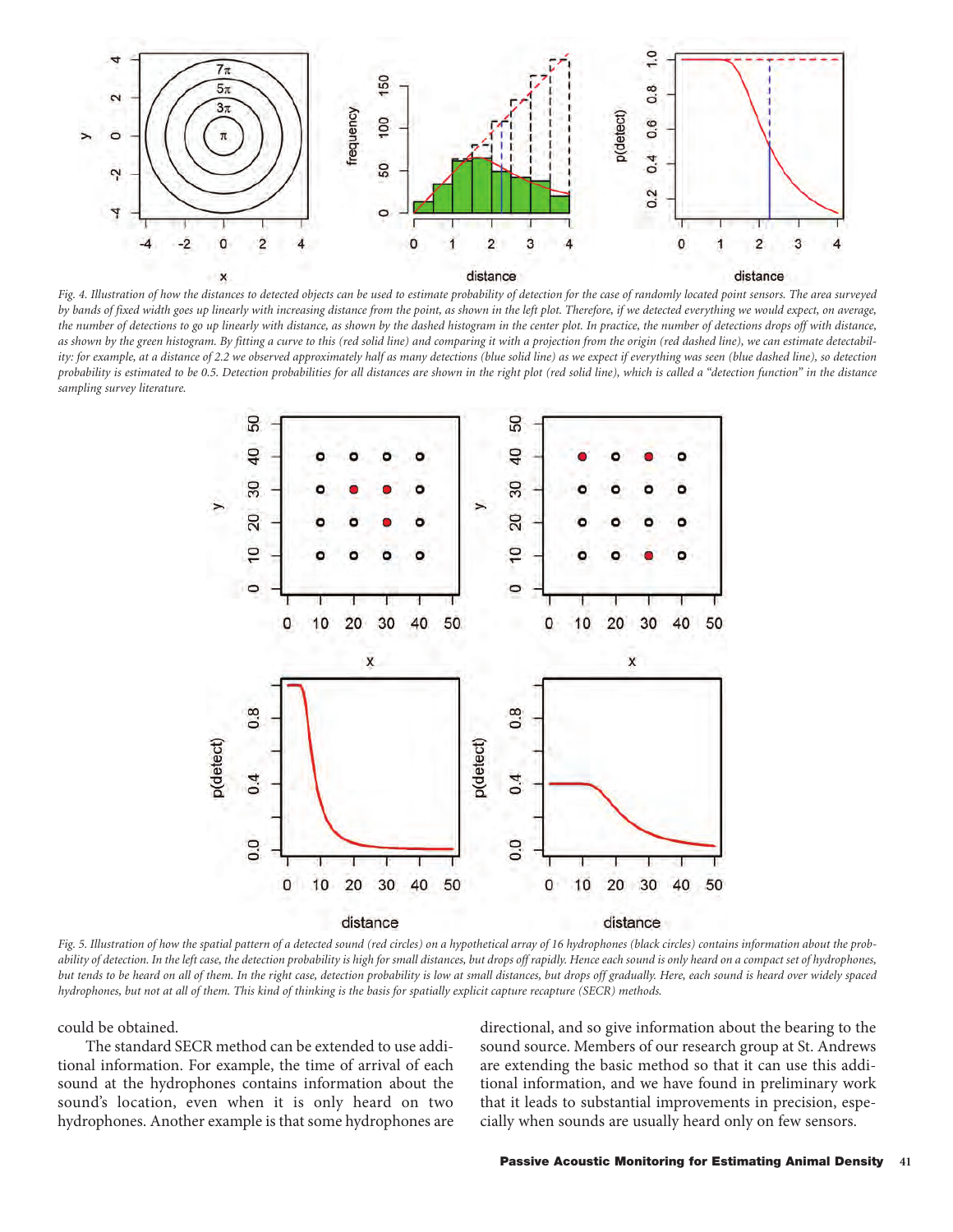*Fig. 4. Illustration of how the distances to detected objects can be used to estimate probability of detection for the case of randomly located point sensors. The area surveyed by bands of fixed width goes up linearly with increasing distance from the point, as shown in the left plot. Therefore, if we detected everything we would expect, on average, the number of detections to go up linearly with distance, as shown by the dashed histogram in the center plot. In practice, the number of detections drops off with distance, as shown by the green histogram. By fitting a curve to this (red solid line) and comparing it with a projection from the origin (red dashed line), we can estimate detectability: for example, at a distance of 2.2 we observed approximately half as many detections (blue solid line) as we expect if everything was seen (blue dashed line), so detection probability is estimated to be 0.5. Detection probabilities for all distances are shown in the right plot (red solid line), which is called a "detection function" in the distance sampling survey literature.*

*Fig. 5. Illustration of how the spatial pattern of a detected sound (red circles) on a hypothetical array of 16 hydrophones (black circles) contains information about the probability of detection. In the left case, the detection probability is high for small distances, but drops off rapidly. Hence each sound is only heard on a compact set of hydrophones, but tends to be heard on all of them. In the right case, detection probability is low at small distances, but drops off gradually. Here, each sound is heard over widely spaced hydrophones, but not at all of them. This kind of thinking is the basis for spatially explicit capture recapture (SECR) methods.*

could be obtained.

The standard SECR method can be extended to use additional information. For example, the time of arrival of each sound at the hydrophones contains information about the sound's location, even when it is only heard on two hydrophones. Another example is that some hydrophones are directional, and so give information about the bearing to the sound source. Members of our research group at St. Andrews are extending the basic method so that it can use this additional information, and we have found in preliminary work that it leads to substantial improvements in precision, especially when sounds are usually heard only on few sensors.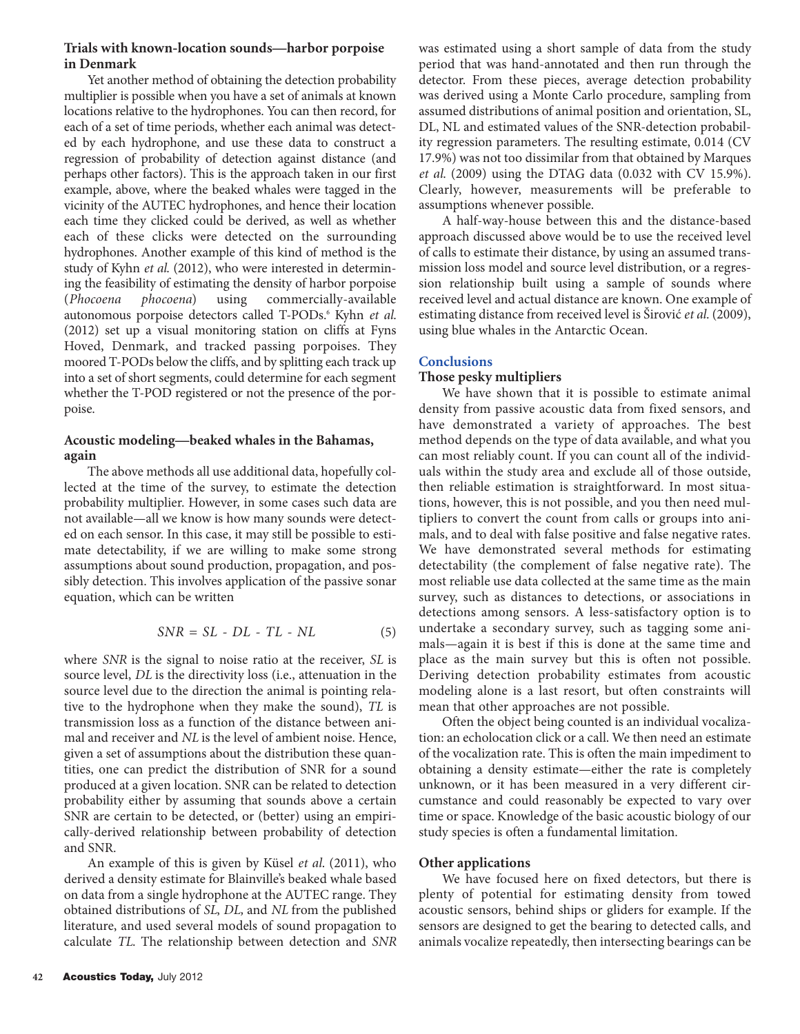### Trials with known-location sounds—harbor porpoise in Denmark

Yet another method of obtaining the detection probability multiplier is possible when you have a set of animals at known locations relative to the hydrophones. You can then record, for each of a set of time periods, whether each animal was detected by each hydrophone, and use these data to construct a regression of probability of detection against distance (and perhaps other factors). This is the approach taken in our first example, above, where the beaked whales were tagged in the vicinity of the AUTEC hydrophones, and hence their location each time they clicked could be derived, as well as whether each of these clicks were detected on the surrounding hydrophones. Another example of this kind of method is the study of Kyhn *et al.* (2012), who were interested in determining the feasibility of estimating the density of harbor porpoise (*Phocoena phocoena*) using commercially-available autonomous porpoise detectors called T-PODs.[6] Kyhn *et al.* (2012) set up a visual monitoring station on cliffs at Fyns Hoved, Denmark, and tracked passing porpoises. They moored T-PODs below the cliffs, and by splitting each track up into a set of short segments, could determine for each segment whether the T-POD registered or not the presence of the porpoise.

### Acoustic modeling—beaked whales in the Bahamas, again

The above methods all use additional data, hopefully collected at the time of the survey, to estimate the detection probability multiplier. However, in some cases such data are not available—all we know is how many sounds were detected on each sensor. In this case, it may still be possible to estimate detectability, if we are willing to make some strong assumptions about sound production, propagation, and possibly detection. This involves application of the passive sonar equation, which can be written

$$SNR = SL - DL - TL - NL \tag{5}$$

where *SNR* is the signal to noise ratio at the receiver, *SL* is source level, *DL* is the directivity loss (i.e., attenuation in the source level due to the direction the animal is pointing relative to the hydrophone when they make the sound), *TL* is transmission loss as a function of the distance between animal and receiver and *NL* is the level of ambient noise. Hence, given a set of assumptions about the distribution these quantities, one can predict the distribution of SNR for a sound produced at a given location. SNR can be related to detection probability either by assuming that sounds above a certain SNR are certain to be detected, or (better) using an empirically-derived relationship between probability of detection and SNR.

An example of this is given by Küsel *et al.* (2011), who derived a density estimate for Blainville's beaked whale based on data from a single hydrophone at the AUTEC range. They obtained distributions of *SL*, *DL*, and *NL* from the published literature, and used several models of sound propagation to calculate *TL*. The relationship between detection and *SNR* was estimated using a short sample of data from the study period that was hand-annotated and then run through the detector. From these pieces, average detection probability was derived using a Monte Carlo procedure, sampling from assumed distributions of animal position and orientation, SL, DL, NL and estimated values of the SNR-detection probability regression parameters. The resulting estimate, 0.014 (CV 17.9%) was not too dissimilar from that obtained by Marques *et al.* (2009) using the DTAG data (0.032 with CV 15.9%). Clearly, however, measurements will be preferable to assumptions whenever possible.

A half-way-house between this and the distance-based approach discussed above would be to use the received level of calls to estimate their distance, by using an assumed transmission loss model and source level distribution, or a regression relationship built using a sample of sounds where received level and actual distance are known. One example of estimating distance from received level is Širović *et al.* (2009), using blue whales in the Antarctic Ocean.

## Conclusions

### Those pesky multipliers

We have shown that it is possible to estimate animal density from passive acoustic data from fixed sensors, and have demonstrated a variety of approaches. The best method depends on the type of data available, and what you can most reliably count. If you can count all of the individuals within the study area and exclude all of those outside, then reliable estimation is straightforward. In most situations, however, this is not possible, and you then need multipliers to convert the count from calls or groups into animals, and to deal with false positive and false negative rates. We have demonstrated several methods for estimating detectability (the complement of false negative rate). The most reliable use data collected at the same time as the main survey, such as distances to detections, or associations in detections among sensors. A less-satisfactory option is to undertake a secondary survey, such as tagging some animals—again it is best if this is done at the same time and place as the main survey but this is often not possible. Deriving detection probability estimates from acoustic modeling alone is a last resort, but often constraints will mean that other approaches are not possible.

Often the object being counted is an individual vocalization: an echolocation click or a call. We then need an estimate of the vocalization rate. This is often the main impediment to obtaining a density estimate—either the rate is completely unknown, or it has been measured in a very different circumstance and could reasonably be expected to vary over time or space. Knowledge of the basic acoustic biology of our study species is often a fundamental limitation.

### Other applications

We have focused here on fixed detectors, but there is plenty of potential for estimating density from towed acoustic sensors, behind ships or gliders for example. If the sensors are designed to get the bearing to detected calls, and animals vocalize repeatedly, then intersecting bearings can be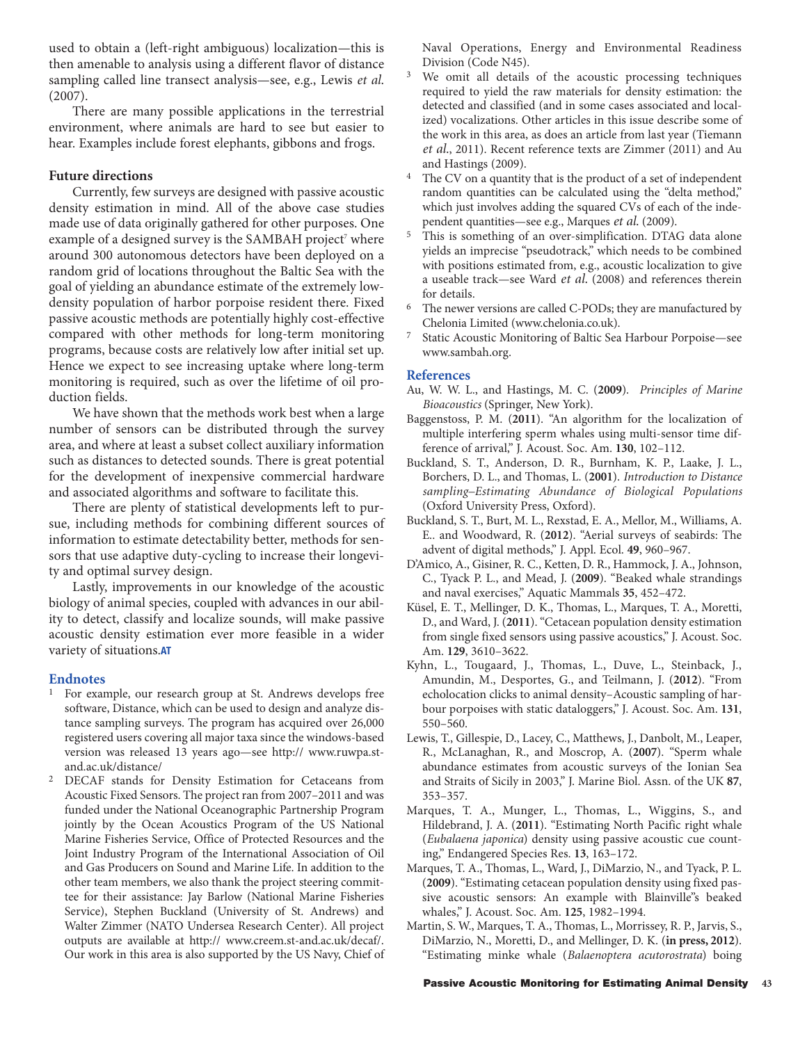used to obtain a (left-right ambiguous) localization—this is then amenable to analysis using a different flavor of distance sampling called line transect analysis—see, e.g., Lewis *et al.* (2007).

There are many possible applications in the terrestrial environment, where animals are hard to see but easier to hear. Examples include forest elephants, gibbons and frogs.

### Future directions

Currently, few surveys are designed with passive acoustic density estimation in mind. All of the above case studies made use of data originally gathered for other purposes. One example of a designed survey is the SAMBAH project[7] where around 300 autonomous detectors have been deployed on a random grid of locations throughout the Baltic Sea with the goal of yielding an abundance estimate of the extremely low-density population of harbor porpoise resident there. Fixed passive acoustic methods are potentially highly cost-effective compared with other methods for long-term monitoring programs, because costs are relatively low after initial set up. Hence we expect to see increasing uptake where long-term monitoring is required, such as over the lifetime of oil production fields.

We have shown that the methods work best when a large number of sensors can be distributed through the survey area, and where at least a subset collect auxiliary information such as distances to detected sounds. There is great potential for the development of inexpensive commercial hardware and associated algorithms and software to facilitate this.

There are plenty of statistical developments left to pursue, including methods for combining different sources of information to estimate detectability better, methods for sensors that use adaptive duty-cycling to increase their longevity and optimal survey design.

Lastly, improvements in our knowledge of the acoustic biology of animal species, coupled with advances in our ability to detect, classify and localize sounds, will make passive acoustic density estimation ever more feasible in a wider variety of situations.**AT**

## Endnotes

1. For example, our research group at St. Andrews develops free software, Distance, which can be used to design and analyze distance sampling surveys. The program has acquired over 26,000 registered users covering all major taxa since the windows-based version was released 13 years ago—see http:// www.ruwpa.st-and.ac.uk/distance/
2. DECAF stands for Density Estimation for Cetaceans from Acoustic Fixed Sensors. The project ran from 2007–2011 and was funded under the National Oceanographic Partnership Program jointly by the Ocean Acoustics Program of the US National Marine Fisheries Service, Office of Protected Resources and the Joint Industry Program of the International Association of Oil and Gas Producers on Sound and Marine Life. In addition to the other team members, we also thank the project steering committee for their assistance: Jay Barlow (National Marine Fisheries Service), Stephen Buckland (University of St. Andrews) and Walter Zimmer (NATO Undersea Research Center). All project outputs are available at http:// www.creem.st-and.ac.uk/decaf/. Our work in this area is also supported by the US Navy, Chief of Naval Operations, Energy and Environmental Readiness Division (Code N45).
3. We omit all details of the acoustic processing techniques required to yield the raw materials for density estimation: the detected and classified (and in some cases associated and localized) vocalizations. Other articles in this issue describe some of the work in this area, as does an article from last year (Tiemann *et al.*, 2011). Recent reference texts are Zimmer (2011) and Au and Hastings (2009).
4. The CV on a quantity that is the product of a set of independent random quantities can be calculated using the "delta method," which just involves adding the squared CVs of each of the independent quantities—see e.g., Marques *et al.* (2009).
5. This is something of an over-simplification. DTAG data alone yields an imprecise "pseudotrack," which needs to be combined with positions estimated from, e.g., acoustic localization to give a useable track—see Ward *et al.* (2008) and references therein for details.
6. The newer versions are called C-PODs; they are manufactured by Chelonia Limited (www.chelonia.co.uk).
7. Static Acoustic Monitoring of Baltic Sea Harbour Porpoise—see www.sambah.org.

## References

Au, W. W. L., and Hastings, M. C. (**2009**). *Principles of Marine Bioacoustics* (Springer, New York).

Baggenstoss, P. M. (**2011**). "An algorithm for the localization of multiple interfering sperm whales using multi-sensor time difference of arrival," J. Acoust. Soc. Am. **130**, 102–112.

Buckland, S. T., Anderson, D. R., Burnham, K. P., Laake, J. L., Borchers, D. L., and Thomas, L. (**2001**). *Introduction to Distance sampling–Estimating Abundance of Biological Populations* (Oxford University Press, Oxford).

Buckland, S. T., Burt, M. L., Rexstad, E. A., Mellor, M., Williams, A. E.. and Woodward, R. (**2012**). "Aerial surveys of seabirds: The advent of digital methods," J. Appl. Ecol. **49**, 960–967.

D'Amico, A., Gisiner, R. C., Ketten, D. R., Hammock, J. A., Johnson, C., Tyack P. L., and Mead, J. (**2009**). "Beaked whale strandings and naval exercises," Aquatic Mammals **35**, 452–472.

Küsel, E. T., Mellinger, D. K., Thomas, L., Marques, T. A., Moretti, D., and Ward, J. (**2011**). "Cetacean population density estimation from single fixed sensors using passive acoustics," J. Acoust. Soc. Am. **129**, 3610–3622.

Kyhn, L., Tougaard, J., Thomas, L., Duve, L., Steinback, J., Amundin, M., Desportes, G., and Teilmann, J. (**2012**). "From echolocation clicks to animal density–Acoustic sampling of harbour porpoises with static dataloggers," J. Acoust. Soc. Am. **131**, 550–560.

Lewis, T., Gillespie, D., Lacey, C., Matthews, J., Danbolt, M., Leaper, R., McLanaghan, R., and Moscrop, A. (**2007**). "Sperm whale abundance estimates from acoustic surveys of the Ionian Sea and Straits of Sicily in 2003," J. Marine Biol. Assn. of the UK **87**, 353–357.

Marques, T. A., Munger, L., Thomas, L., Wiggins, S., and Hildebrand, J. A. (**2011**). "Estimating North Pacific right whale (*Eubalaena japonica*) density using passive acoustic cue counting," Endangered Species Res. **13**, 163–172.

Marques, T. A., Thomas, L., Ward, J., DiMarzio, N., and Tyack, P. L. (**2009**). "Estimating cetacean population density using fixed passive acoustic sensors: An example with Blainville"s beaked whales," J. Acoust. Soc. Am. **125**, 1982–1994.

Martin, S. W., Marques, T. A., Thomas, L., Morrissey, R. P., Jarvis, S., DiMarzio, N., Moretti, D., and Mellinger, D. K. (**in press, 2012**). "Estimating minke whale (*Balaenoptera acutorostrata*) boing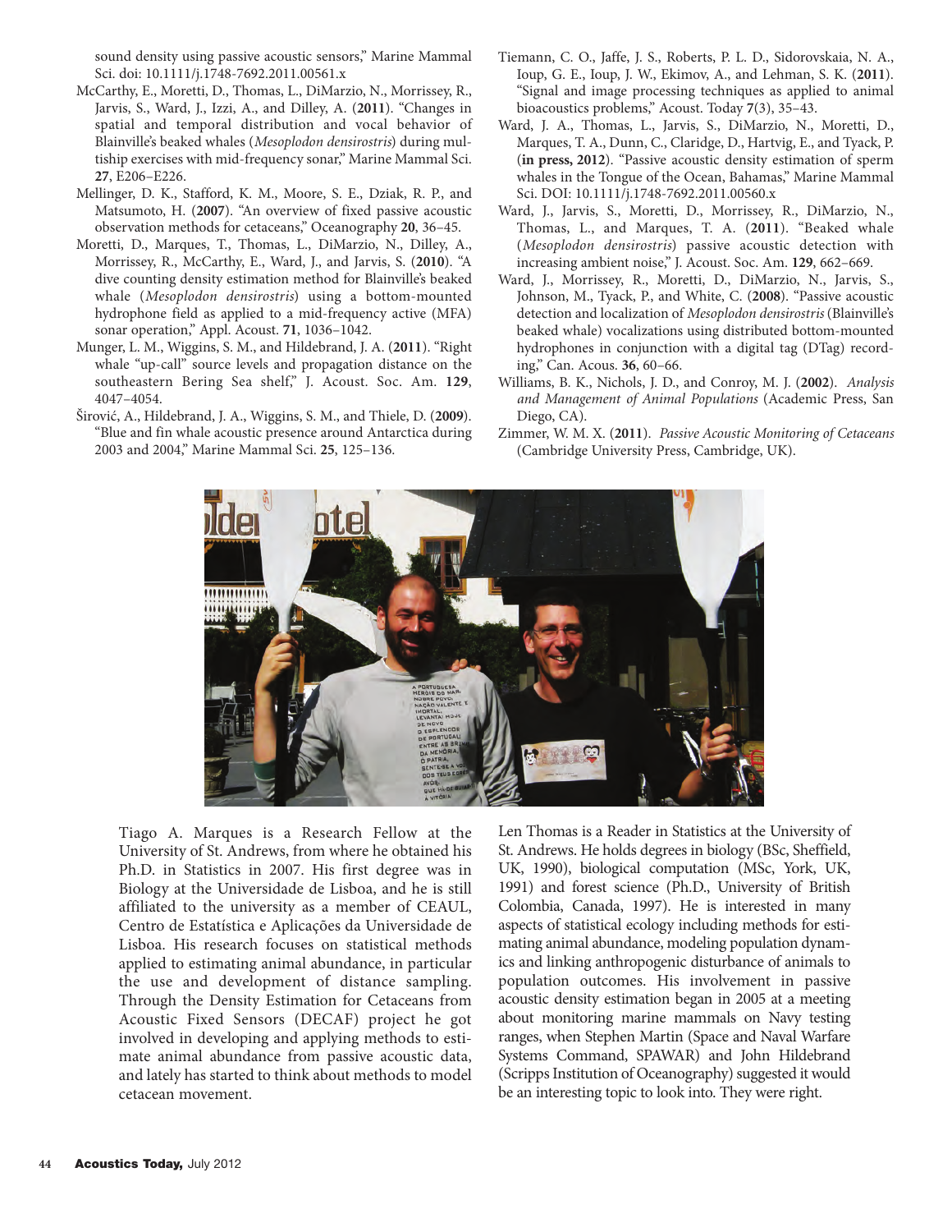sound density using passive acoustic sensors," Marine Mammal Sci. doi: 10.1111/j.1748-7692.2011.00561.x

McCarthy, E., Moretti, D., Thomas, L., DiMarzio, N., Morrissey, R., Jarvis, S., Ward, J., Izzi, A., and Dilley, A. (**2011**). "Changes in spatial and temporal distribution and vocal behavior of Blainville's beaked whales (*Mesoplodon densirostris*) during multiship exercises with mid-frequency sonar," Marine Mammal Sci. **27**, E206–E226.

Mellinger, D. K., Stafford, K. M., Moore, S. E., Dziak, R. P., and Matsumoto, H. (**2007**). "An overview of fixed passive acoustic observation methods for cetaceans," Oceanography **20**, 36–45.

Moretti, D., Marques, T., Thomas, L., DiMarzio, N., Dilley, A., Morrissey, R., McCarthy, E., Ward, J., and Jarvis, S. (**2010**). "A dive counting density estimation method for Blainville's beaked whale (*Mesoplodon densirostris*) using a bottom-mounted hydrophone field as applied to a mid-frequency active (MFA) sonar operation," Appl. Acoust. **71**, 1036–1042.

Munger, L. M., Wiggins, S. M., and Hildebrand, J. A. (**2011**). "Right whale "up-call" source levels and propagation distance on the southeastern Bering Sea shelf," J. Acoust. Soc. Am. **129**, 4047–4054.

Širović, A., Hildebrand, J. A., Wiggins, S. M., and Thiele, D. (**2009**). "Blue and fin whale acoustic presence around Antarctica during 2003 and 2004," Marine Mammal Sci. **25**, 125–136.

Tiemann, C. O., Jaffe, J. S., Roberts, P. L. D., Sidorovskaia, N. A., Ioup, G. E., Ioup, J. W., Ekimov, A., and Lehman, S. K. (**2011**). "Signal and image processing techniques as applied to animal bioacoustics problems," Acoust. Today **7**(3), 35–43.

Ward, J. A., Thomas, L., Jarvis, S., DiMarzio, N., Moretti, D., Marques, T. A., Dunn, C., Claridge, D., Hartvig, E., and Tyack, P. (**in press, 2012**). "Passive acoustic density estimation of sperm whales in the Tongue of the Ocean, Bahamas," Marine Mammal Sci. DOI: 10.1111/j.1748-7692.2011.00560.x

Ward, J., Jarvis, S., Moretti, D., Morrissey, R., DiMarzio, N., Thomas, L., and Marques, T. A. (**2011**). "Beaked whale (*Mesoplodon densirostris*) passive acoustic detection with increasing ambient noise," J. Acoust. Soc. Am. **129**, 662–669.

Ward, J., Morrissey, R., Moretti, D., DiMarzio, N., Jarvis, S., Johnson, M., Tyack, P., and White, C. (**2008**). "Passive acoustic detection and localization of *Mesoplodon densirostris* (Blainville's beaked whale) vocalizations using distributed bottom-mounted hydrophones in conjunction with a digital tag (DTag) recording," Can. Acous. **36**, 60–66.

Williams, B. K., Nichols, J. D., and Conroy, M. J. (**2002**). *Analysis and Management of Animal Populations* (Academic Press, San Diego, CA).

Zimmer, W. M. X. (**2011**). *Passive Acoustic Monitoring of Cetaceans* (Cambridge University Press, Cambridge, UK).

Tiago A. Marques is a Research Fellow at the University of St. Andrews, from where he obtained his Ph.D. in Statistics in 2007. His first degree was in Biology at the Universidade de Lisboa, and he is still affiliated to the university as a member of CEAUL, Centro de Estatística e Aplicações da Universidade de Lisboa. His research focuses on statistical methods applied to estimating animal abundance, in particular the use and development of distance sampling. Through the Density Estimation for Cetaceans from Acoustic Fixed Sensors (DECAF) project he got involved in developing and applying methods to estimate animal abundance from passive acoustic data, and lately has started to think about methods to model cetacean movement.

Len Thomas is a Reader in Statistics at the University of St. Andrews. He holds degrees in biology (BSc, Sheffield, UK, 1990), biological computation (MSc, York, UK, 1991) and forest science (Ph.D., University of British Colombia, Canada, 1997). He is interested in many aspects of statistical ecology including methods for estimating animal abundance, modeling population dynamics and linking anthropogenic disturbance of animals to population outcomes. His involvement in passive acoustic density estimation began in 2005 at a meeting about monitoring marine mammals on Navy testing ranges, when Stephen Martin (Space and Naval Warfare Systems Command, SPAWAR) and John Hildebrand (Scripps Institution of Oceanography) suggested it would be an interesting topic to look into. They were right.